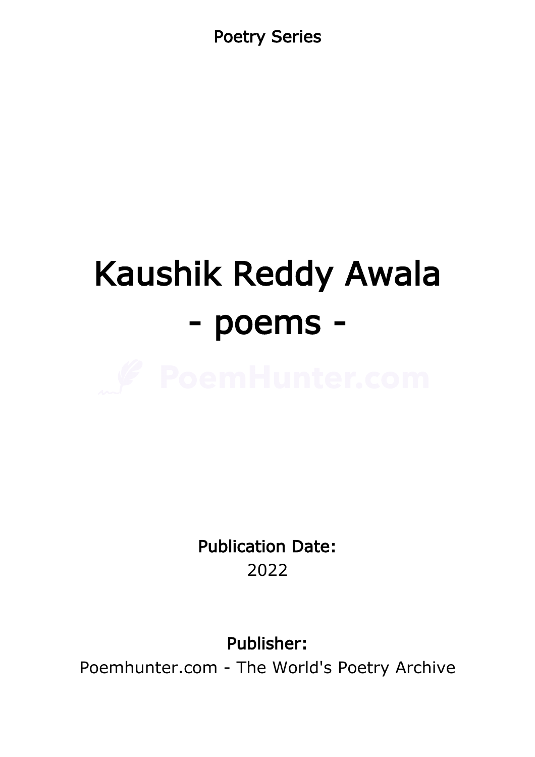Poetry Series

# Kaushik Reddy Awala
# - poems -

**Publication Date:**
2022

**Publisher:**
Poemhunter.com - The World's Poetry Archive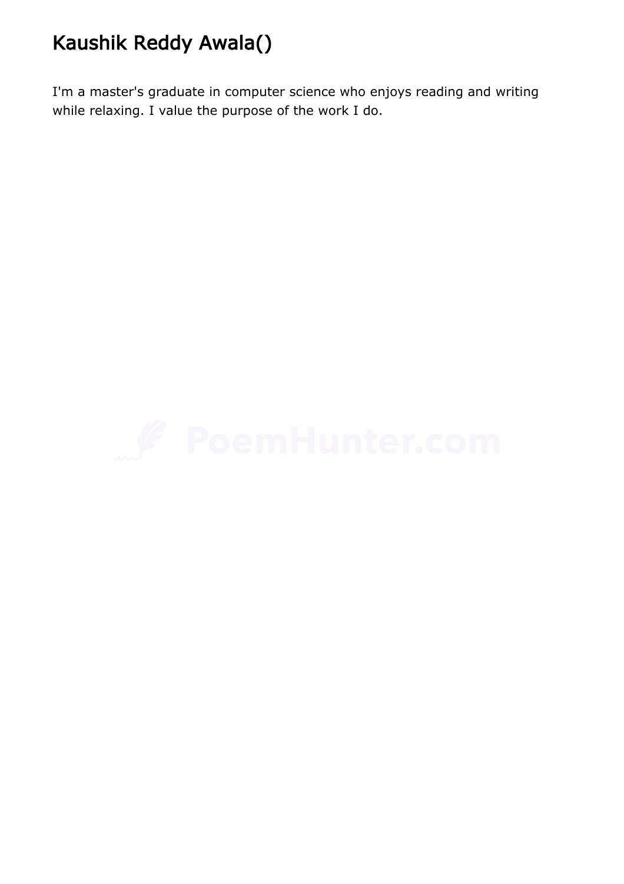# Kaushik Reddy Awala()

I'm a master's graduate in computer science who enjoys reading and writing while relaxing. I value the purpose of the work I do.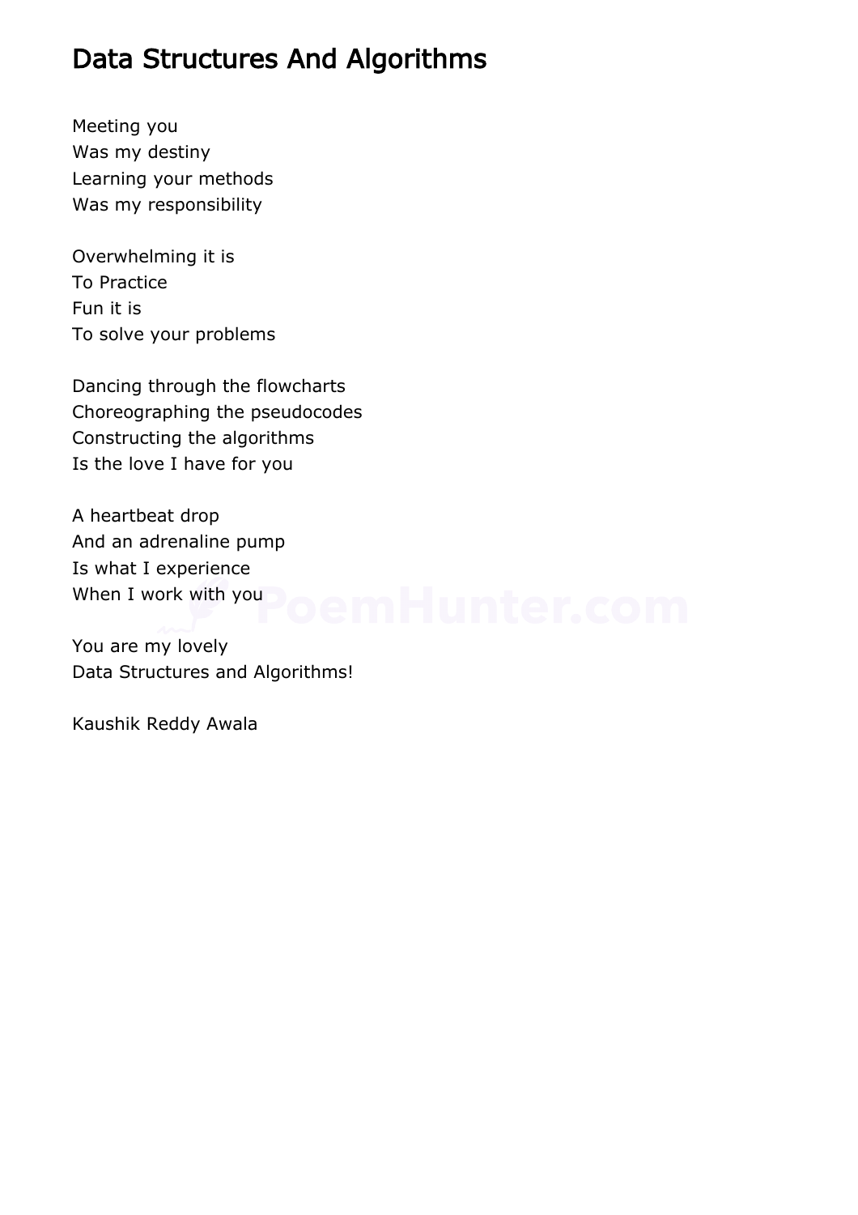# Data Structures And Algorithms

Meeting you  
Was my destiny  
Learning your methods  
Was my responsibility

Overwhelming it is  
To Practice  
Fun it is  
To solve your problems

Dancing through the flowcharts  
Choreographing the pseudocodes  
Constructing the algorithms  
Is the love I have for you

A heartbeat drop  
And an adrenaline pump  
Is what I experience  
When I work with you

You are my lovely  
Data Structures and Algorithms!

Kaushik Reddy Awala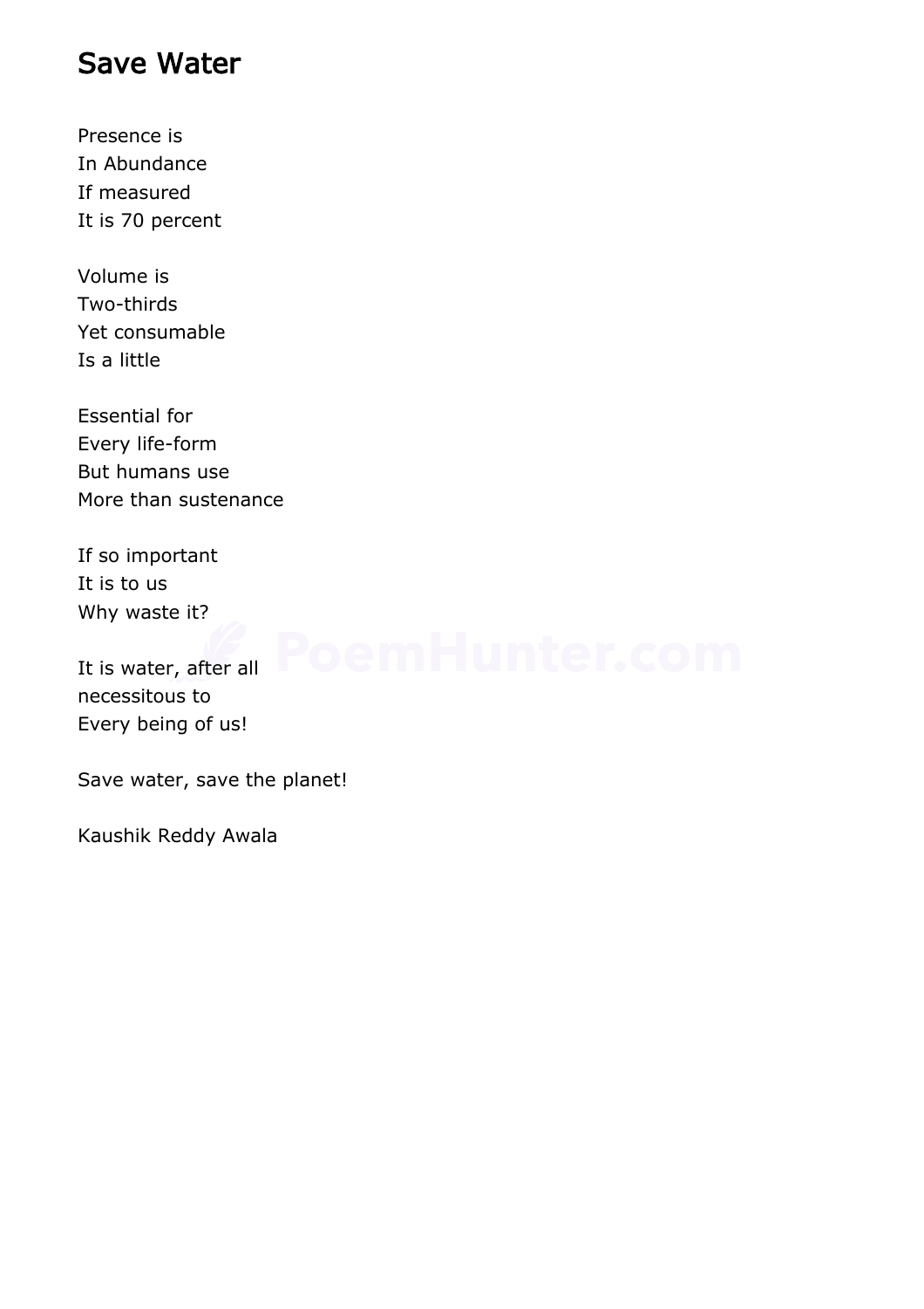# Save Water

Presence is
In Abundance
If measured
It is 70 percent

Volume is
Two-thirds
Yet consumable
Is a little

Essential for
Every life-form
But humans use
More than sustenance

If so important
It is to us
Why waste it?

It is water, after all
necessitous to
Every being of us!

Save water, save the planet!

Kaushik Reddy Awala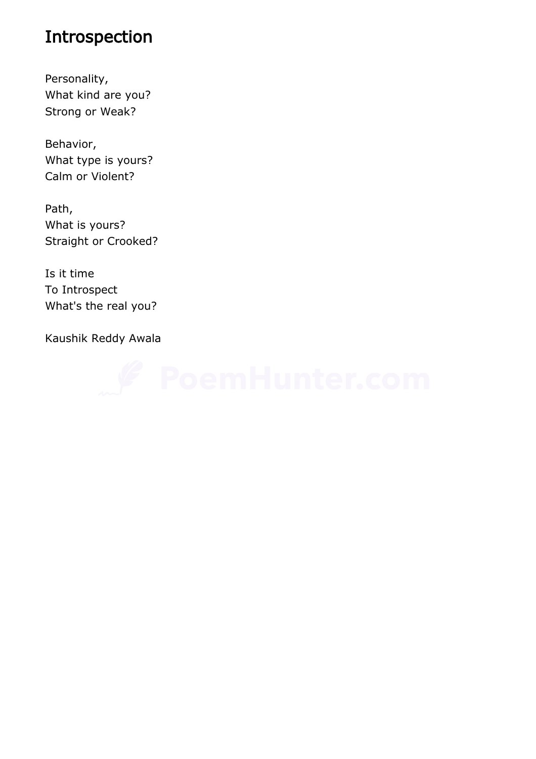# Introspection

Personality,  
What kind are you?  
Strong or Weak?

Behavior,  
What type is yours?  
Calm or Violent?

Path,  
What is yours?  
Straight or Crooked?

Is it time  
To Introspect  
What's the real you?

Kaushik Reddy Awala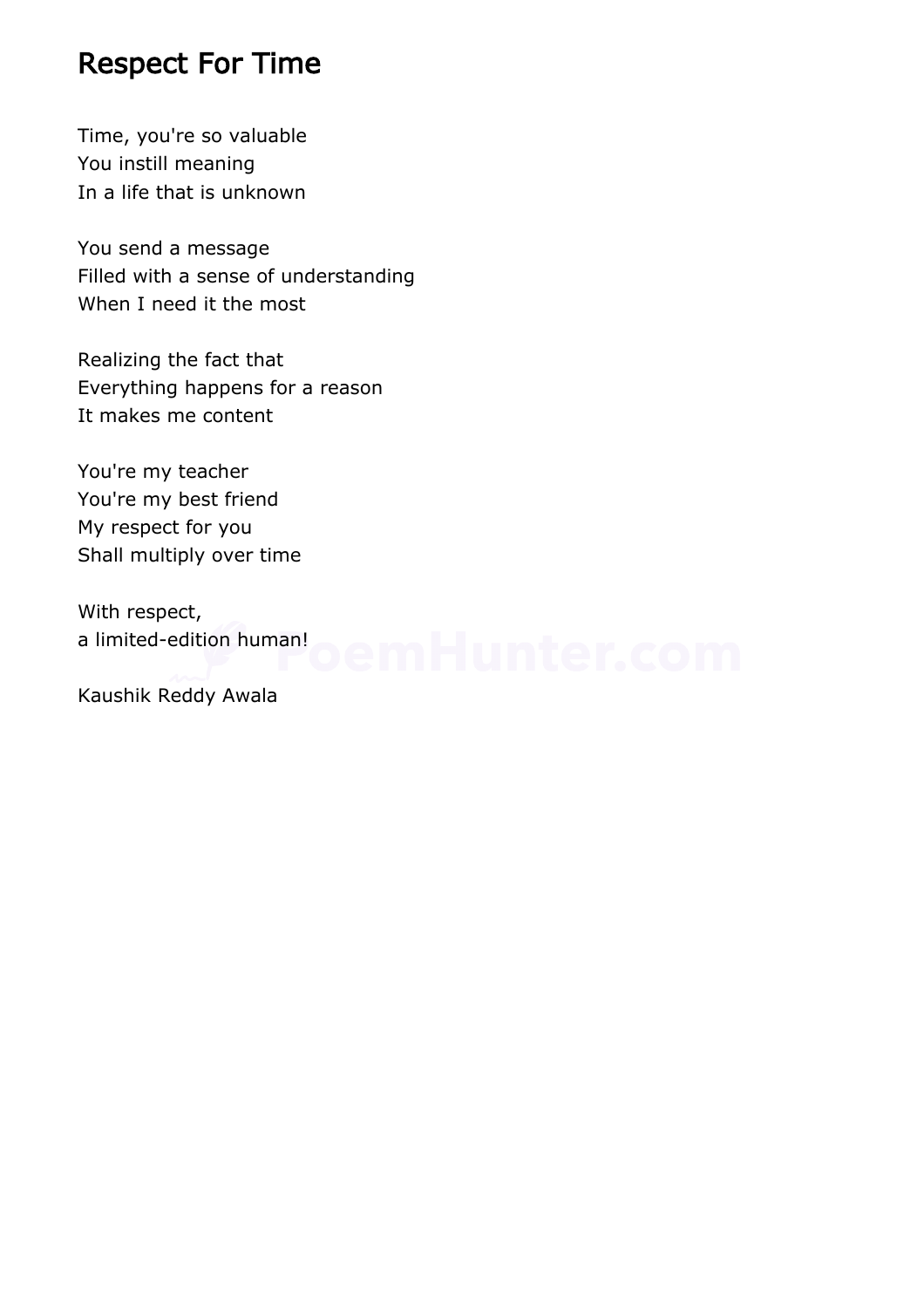# Respect For Time

Time, you're so valuable
You instill meaning
In a life that is unknown

You send a message
Filled with a sense of understanding
When I need it the most

Realizing the fact that
Everything happens for a reason
It makes me content

You're my teacher
You're my best friend
My respect for you
Shall multiply over time

With respect,
a limited-edition human!

Kaushik Reddy Awala